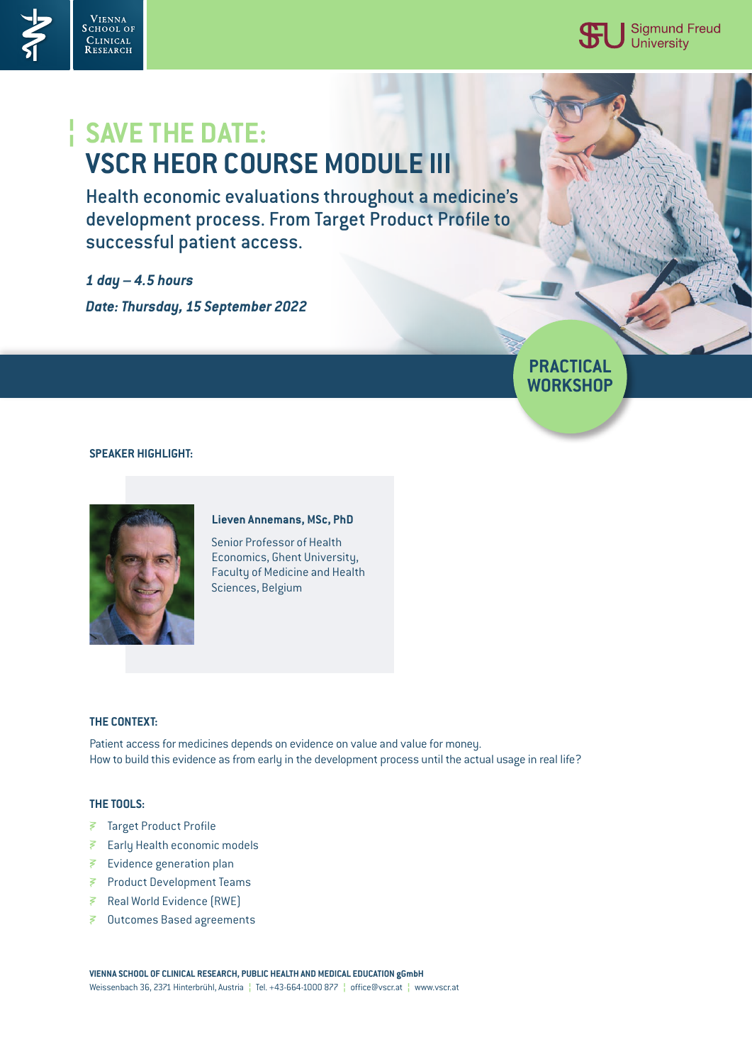Vienna School of Clinical Research

Sigmund Freud University

# SAVE THE DATE: VSCR HEOR COURSE MODULE III

## Health economic evaluations throughout a medicine's development process. From Target Product Profile to successful patient access.

*1 day – 4.5 hours*

*Date: Thursday, 15 September 2022*

**PRACTICAL WORKSHOP**

### SPEAKER HIGHLIGHT:

**Lieven Annemans, MSc, PhD**

Senior Professor of Health Economics, Ghent University, Faculty of Medicine and Health Sciences, Belgium

### THE CONTEXT:

Patient access for medicines depends on evidence on value and value for money.
How to build this evidence as from early in the development process until the actual usage in real life?

### THE TOOLS:

- Target Product Profile
- Early Health economic models
- Evidence generation plan
- Product Development Teams
- Real World Evidence (RWE)
- Outcomes Based agreements

**VIENNA SCHOOL OF CLINICAL RESEARCH, PUBLIC HEALTH AND MEDICAL EDUCATION gGmbH**
Weissenbach 36, 2371 Hinterbrühl, Austria | Tel. +43-664-1000 877 | office@vscr.at | www.vscr.at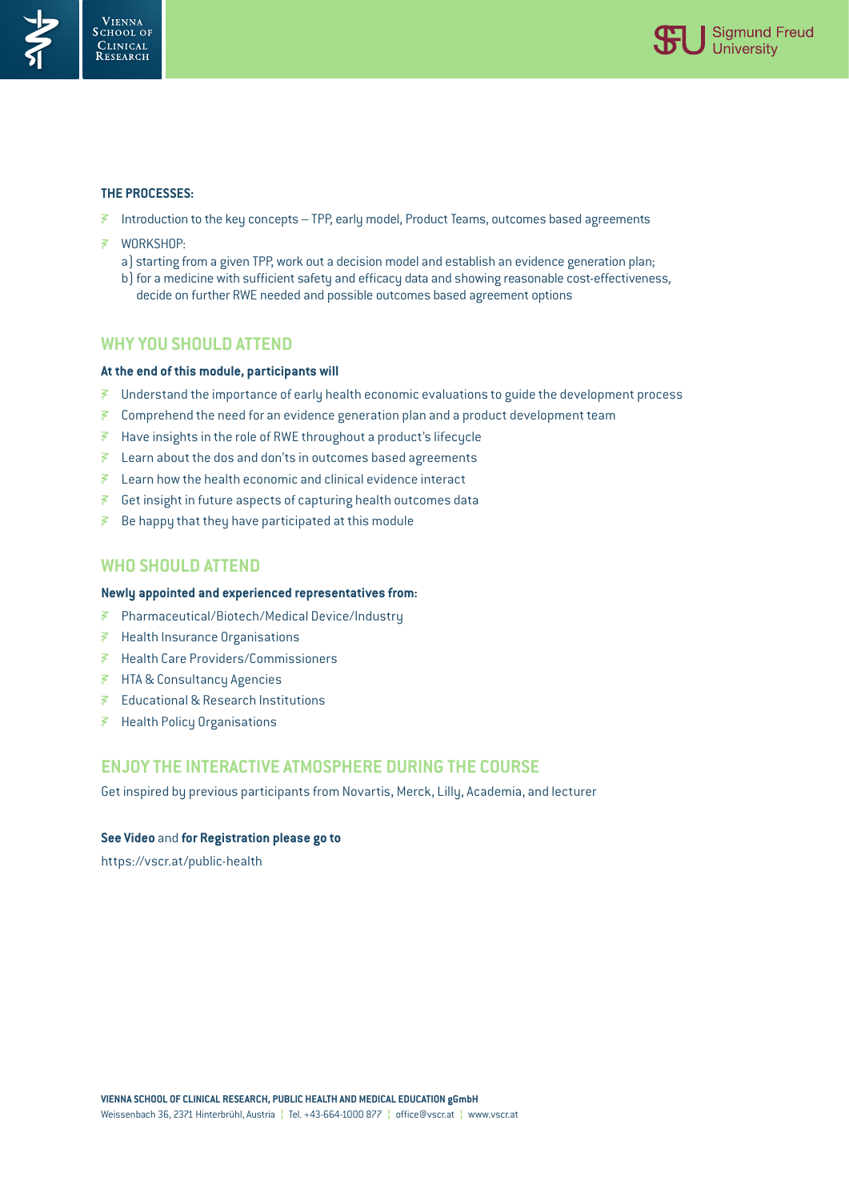**THE PROCESSES:**

- Introduction to the key concepts – TPP, early model, Product Teams, outcomes based agreements
- WORKSHOP:
  a) starting from a given TPP, work out a decision model and establish an evidence generation plan;
  b) for a medicine with sufficient safety and efficacy data and showing reasonable cost-effectiveness, decide on further RWE needed and possible outcomes based agreement options

## WHY YOU SHOULD ATTEND

**At the end of this module, participants will**

- Understand the importance of early health economic evaluations to guide the development process
- Comprehend the need for an evidence generation plan and a product development team
- Have insights in the role of RWE throughout a product's lifecycle
- Learn about the dos and don'ts in outcomes based agreements
- Learn how the health economic and clinical evidence interact
- Get insight in future aspects of capturing health outcomes data
- Be happy that they have participated at this module

## WHO SHOULD ATTEND

**Newly appointed and experienced representatives from:**

- Pharmaceutical/Biotech/Medical Device/Industry
- Health Insurance Organisations
- Health Care Providers/Commissioners
- HTA & Consultancy Agencies
- Educational & Research Institutions
- Health Policy Organisations

## ENJOY THE INTERACTIVE ATMOSPHERE DURING THE COURSE

Get inspired by previous participants from Novartis, Merck, Lilly, Academia, and lecturer

**See Video** and **for Registration please go to**

https://vscr.at/public-health

**VIENNA SCHOOL OF CLINICAL RESEARCH, PUBLIC HEALTH AND MEDICAL EDUCATION gGmbH**
Weissenbach 36, 2371 Hinterbrühl, Austria | Tel. +43-664-1000 877 | office@vscr.at | www.vscr.at